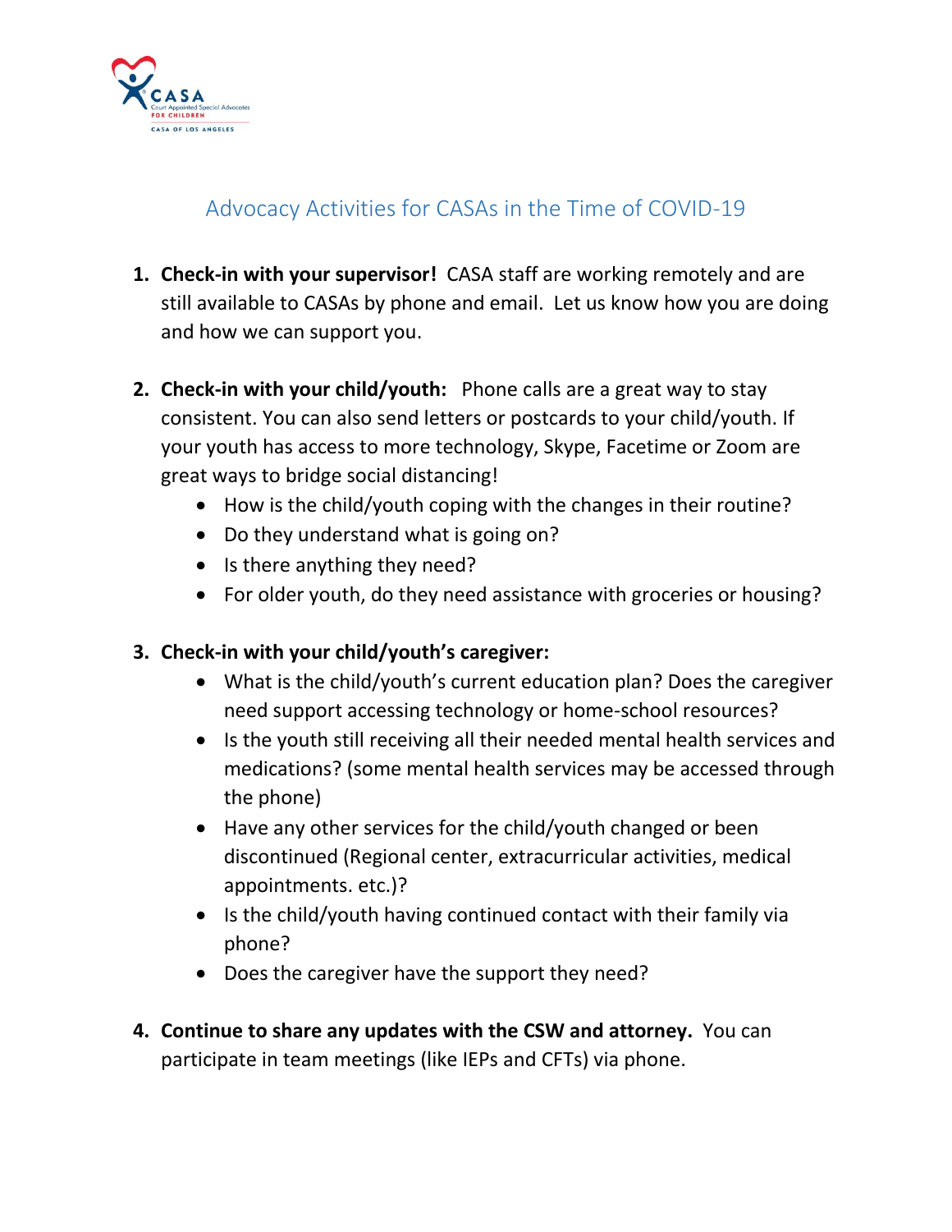# Advocacy Activities for CASAs in the Time of COVID-19

1. **Check-in with your supervisor!** CASA staff are working remotely and are still available to CASAs by phone and email. Let us know how you are doing and how we can support you.

2. **Check-in with your child/youth:** Phone calls are a great way to stay consistent. You can also send letters or postcards to your child/youth. If your youth has access to more technology, Skype, Facetime or Zoom are great ways to bridge social distancing!
   - How is the child/youth coping with the changes in their routine?
   - Do they understand what is going on?
   - Is there anything they need?
   - For older youth, do they need assistance with groceries or housing?

3. **Check-in with your child/youth's caregiver:**
   - What is the child/youth's current education plan? Does the caregiver need support accessing technology or home-school resources?
   - Is the youth still receiving all their needed mental health services and medications? (some mental health services may be accessed through the phone)
   - Have any other services for the child/youth changed or been discontinued (Regional center, extracurricular activities, medical appointments. etc.)?
   - Is the child/youth having continued contact with their family via phone?
   - Does the caregiver have the support they need?

4. **Continue to share any updates with the CSW and attorney.** You can participate in team meetings (like IEPs and CFTs) via phone.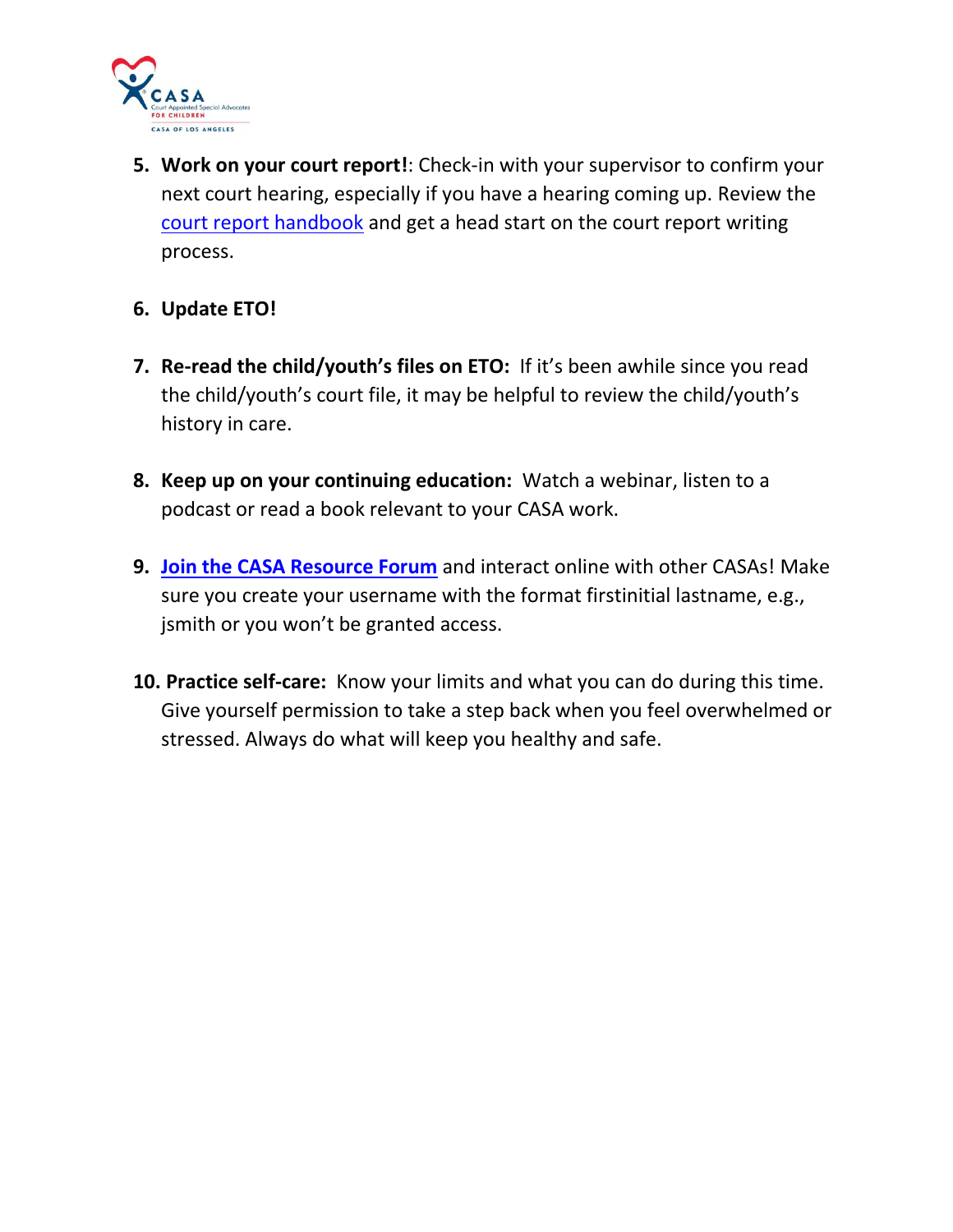5. **Work on your court report!**: Check-in with your supervisor to confirm your next court hearing, especially if you have a hearing coming up. Review the court report handbook and get a head start on the court report writing process.

6. **Update ETO!**

7. **Re-read the child/youth's files on ETO:** If it's been awhile since you read the child/youth's court file, it may be helpful to review the child/youth's history in care.

8. **Keep up on your continuing education:** Watch a webinar, listen to a podcast or read a book relevant to your CASA work.

9. **Join the CASA Resource Forum** and interact online with other CASAs! Make sure you create your username with the format firstinitial lastname, e.g., jsmith or you won't be granted access.

10. **Practice self-care:** Know your limits and what you can do during this time. Give yourself permission to take a step back when you feel overwhelmed or stressed. Always do what will keep you healthy and safe.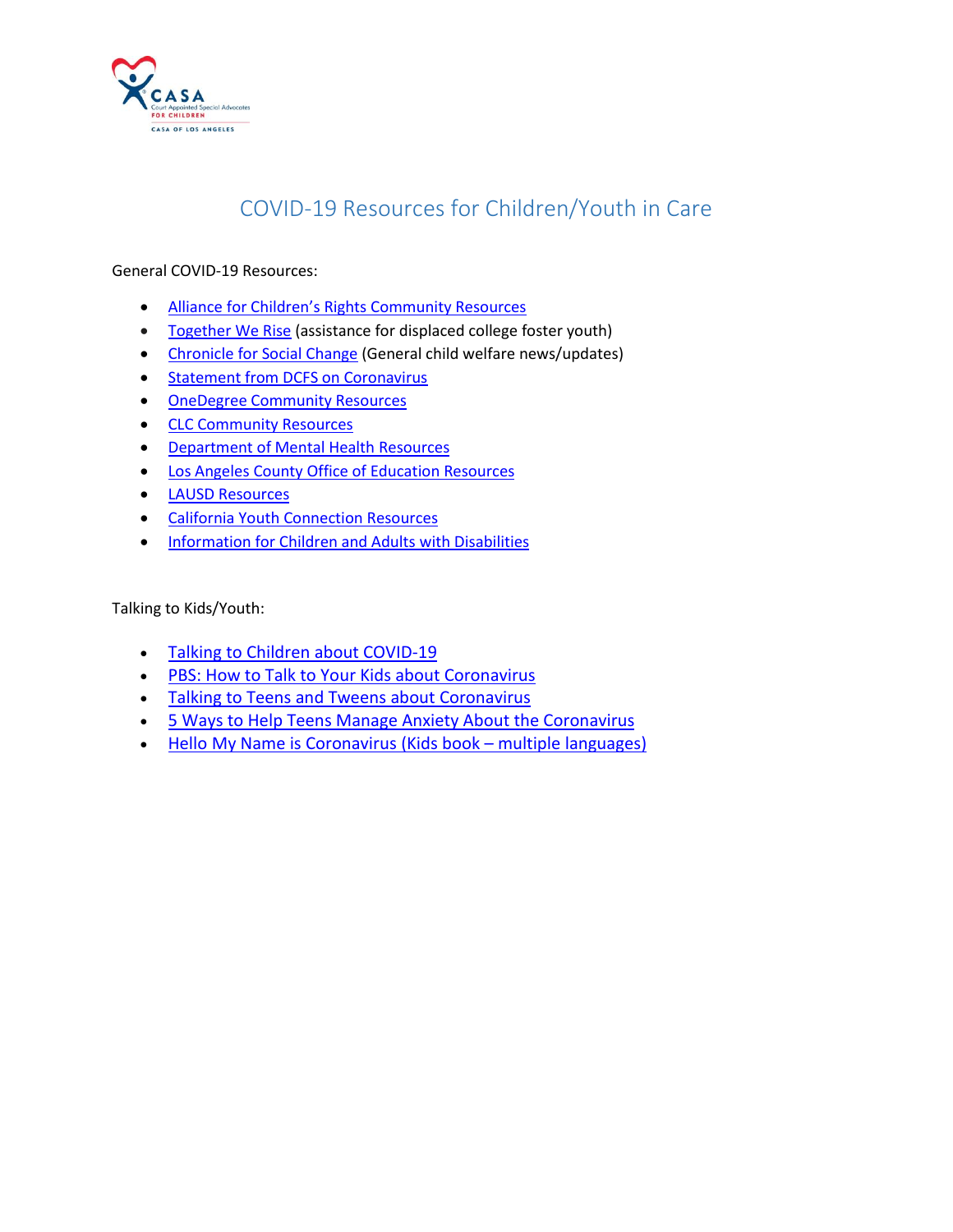# COVID-19 Resources for Children/Youth in Care

General COVID-19 Resources:

- Alliance for Children's Rights Community Resources
- Together We Rise (assistance for displaced college foster youth)
- Chronicle for Social Change (General child welfare news/updates)
- Statement from DCFS on Coronavirus
- OneDegree Community Resources
- CLC Community Resources
- Department of Mental Health Resources
- Los Angeles County Office of Education Resources
- LAUSD Resources
- California Youth Connection Resources
- Information for Children and Adults with Disabilities

Talking to Kids/Youth:

- Talking to Children about COVID-19
- PBS: How to Talk to Your Kids about Coronavirus
- Talking to Teens and Tweens about Coronavirus
- 5 Ways to Help Teens Manage Anxiety About the Coronavirus
- Hello My Name is Coronavirus (Kids book – multiple languages)